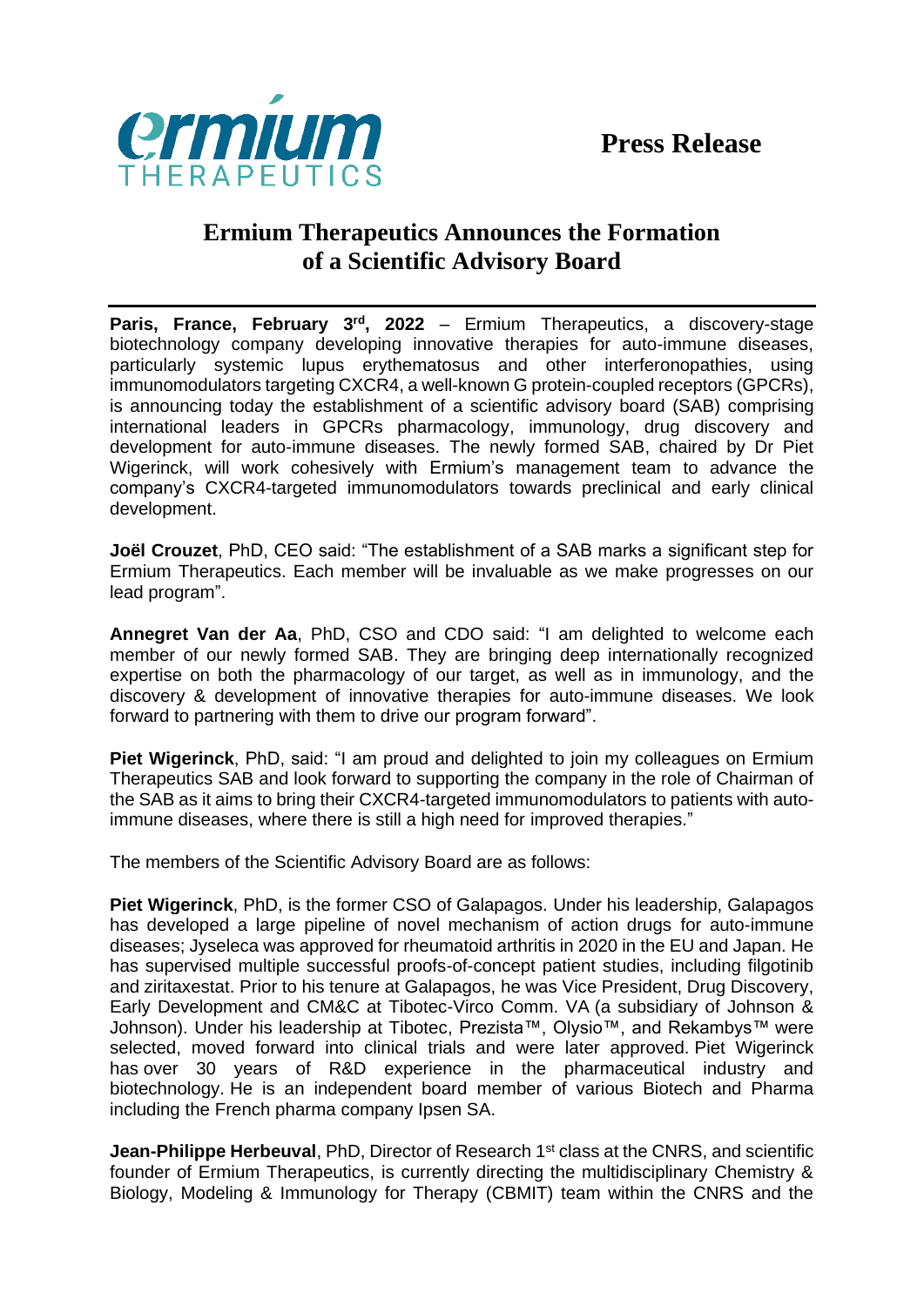**Press Release**

# Ermium Therapeutics Announces the Formation of a Scientific Advisory Board

**Paris, France, February 3rd, 2022** – Ermium Therapeutics, a discovery-stage biotechnology company developing innovative therapies for auto-immune diseases, particularly systemic lupus erythematosus and other interferonopathies, using immunomodulators targeting CXCR4, a well-known G protein-coupled receptors (GPCRs), is announcing today the establishment of a scientific advisory board (SAB) comprising international leaders in GPCRs pharmacology, immunology, drug discovery and development for auto-immune diseases. The newly formed SAB, chaired by Dr Piet Wigerinck, will work cohesively with Ermium's management team to advance the company's CXCR4-targeted immunomodulators towards preclinical and early clinical development.

**Joël Crouzet**, PhD, CEO said: "The establishment of a SAB marks a significant step for Ermium Therapeutics. Each member will be invaluable as we make progresses on our lead program".

**Annegret Van der Aa**, PhD, CSO and CDO said: "I am delighted to welcome each member of our newly formed SAB. They are bringing deep internationally recognized expertise on both the pharmacology of our target, as well as in immunology, and the discovery & development of innovative therapies for auto-immune diseases. We look forward to partnering with them to drive our program forward".

**Piet Wigerinck**, PhD, said: "I am proud and delighted to join my colleagues on Ermium Therapeutics SAB and look forward to supporting the company in the role of Chairman of the SAB as it aims to bring their CXCR4-targeted immunomodulators to patients with auto-immune diseases, where there is still a high need for improved therapies."

The members of the Scientific Advisory Board are as follows:

**Piet Wigerinck**, PhD, is the former CSO of Galapagos. Under his leadership, Galapagos has developed a large pipeline of novel mechanism of action drugs for auto-immune diseases; Jyseleca was approved for rheumatoid arthritis in 2020 in the EU and Japan. He has supervised multiple successful proofs-of-concept patient studies, including filgotinib and ziritaxestat. Prior to his tenure at Galapagos, he was Vice President, Drug Discovery, Early Development and CM&C at Tibotec-Virco Comm. VA (a subsidiary of Johnson & Johnson). Under his leadership at Tibotec, Prezista™, Olysio™, and Rekambys™ were selected, moved forward into clinical trials and were later approved. Piet Wigerinck has over 30 years of R&D experience in the pharmaceutical industry and biotechnology. He is an independent board member of various Biotech and Pharma including the French pharma company Ipsen SA.

**Jean-Philippe Herbeuval**, PhD, Director of Research 1st class at the CNRS, and scientific founder of Ermium Therapeutics, is currently directing the multidisciplinary Chemistry & Biology, Modeling & Immunology for Therapy (CBMIT) team within the CNRS and the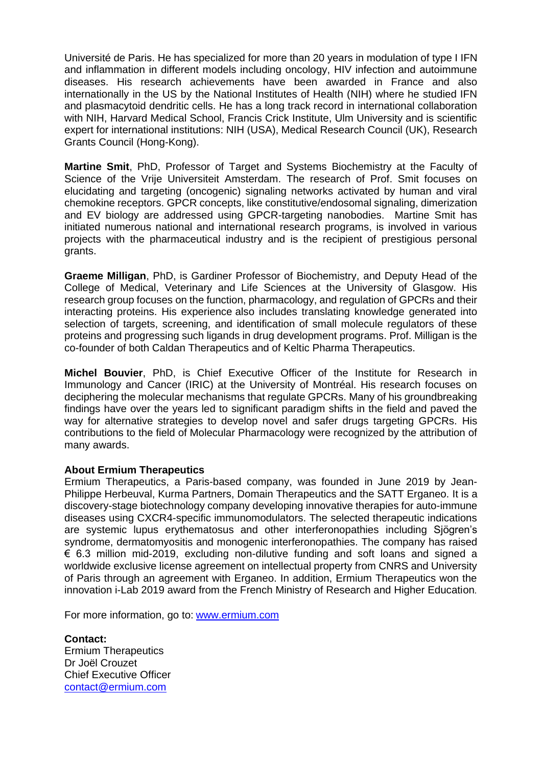Université de Paris. He has specialized for more than 20 years in modulation of type I IFN and inflammation in different models including oncology, HIV infection and autoimmune diseases. His research achievements have been awarded in France and also internationally in the US by the National Institutes of Health (NIH) where he studied IFN and plasmacytoid dendritic cells. He has a long track record in international collaboration with NIH, Harvard Medical School, Francis Crick Institute, Ulm University and is scientific expert for international institutions: NIH (USA), Medical Research Council (UK), Research Grants Council (Hong-Kong).

**Martine Smit**, PhD, Professor of Target and Systems Biochemistry at the Faculty of Science of the Vrije Universiteit Amsterdam. The research of Prof. Smit focuses on elucidating and targeting (oncogenic) signaling networks activated by human and viral chemokine receptors. GPCR concepts, like constitutive/endosomal signaling, dimerization and EV biology are addressed using GPCR-targeting nanobodies. Martine Smit has initiated numerous national and international research programs, is involved in various projects with the pharmaceutical industry and is the recipient of prestigious personal grants.

**Graeme Milligan**, PhD, is Gardiner Professor of Biochemistry, and Deputy Head of the College of Medical, Veterinary and Life Sciences at the University of Glasgow. His research group focuses on the function, pharmacology, and regulation of GPCRs and their interacting proteins. His experience also includes translating knowledge generated into selection of targets, screening, and identification of small molecule regulators of these proteins and progressing such ligands in drug development programs. Prof. Milligan is the co-founder of both Caldan Therapeutics and of Keltic Pharma Therapeutics.

**Michel Bouvier**, PhD, is Chief Executive Officer of the Institute for Research in Immunology and Cancer (IRIC) at the University of Montréal. His research focuses on deciphering the molecular mechanisms that regulate GPCRs. Many of his groundbreaking findings have over the years led to significant paradigm shifts in the field and paved the way for alternative strategies to develop novel and safer drugs targeting GPCRs. His contributions to the field of Molecular Pharmacology were recognized by the attribution of many awards.

**About Ermium Therapeutics**

Ermium Therapeutics, a Paris-based company, was founded in June 2019 by Jean-Philippe Herbeuval, Kurma Partners, Domain Therapeutics and the SATT Erganeo. It is a discovery-stage biotechnology company developing innovative therapies for auto-immune diseases using CXCR4-specific immunomodulators. The selected therapeutic indications are systemic lupus erythematosus and other interferonopathies including Sjögren's syndrome, dermatomyositis and monogenic interferonopathies. The company has raised € 6.3 million mid-2019, excluding non-dilutive funding and soft loans and signed a worldwide exclusive license agreement on intellectual property from CNRS and University of Paris through an agreement with Erganeo. In addition, Ermium Therapeutics won the innovation i-Lab 2019 award from the French Ministry of Research and Higher Education.

For more information, go to: [www.ermium.com](www.ermium.com)

**Contact:**
Ermium Therapeutics
Dr Joël Crouzet
Chief Executive Officer
[contact@ermium.com](mailto:contact@ermium.com)